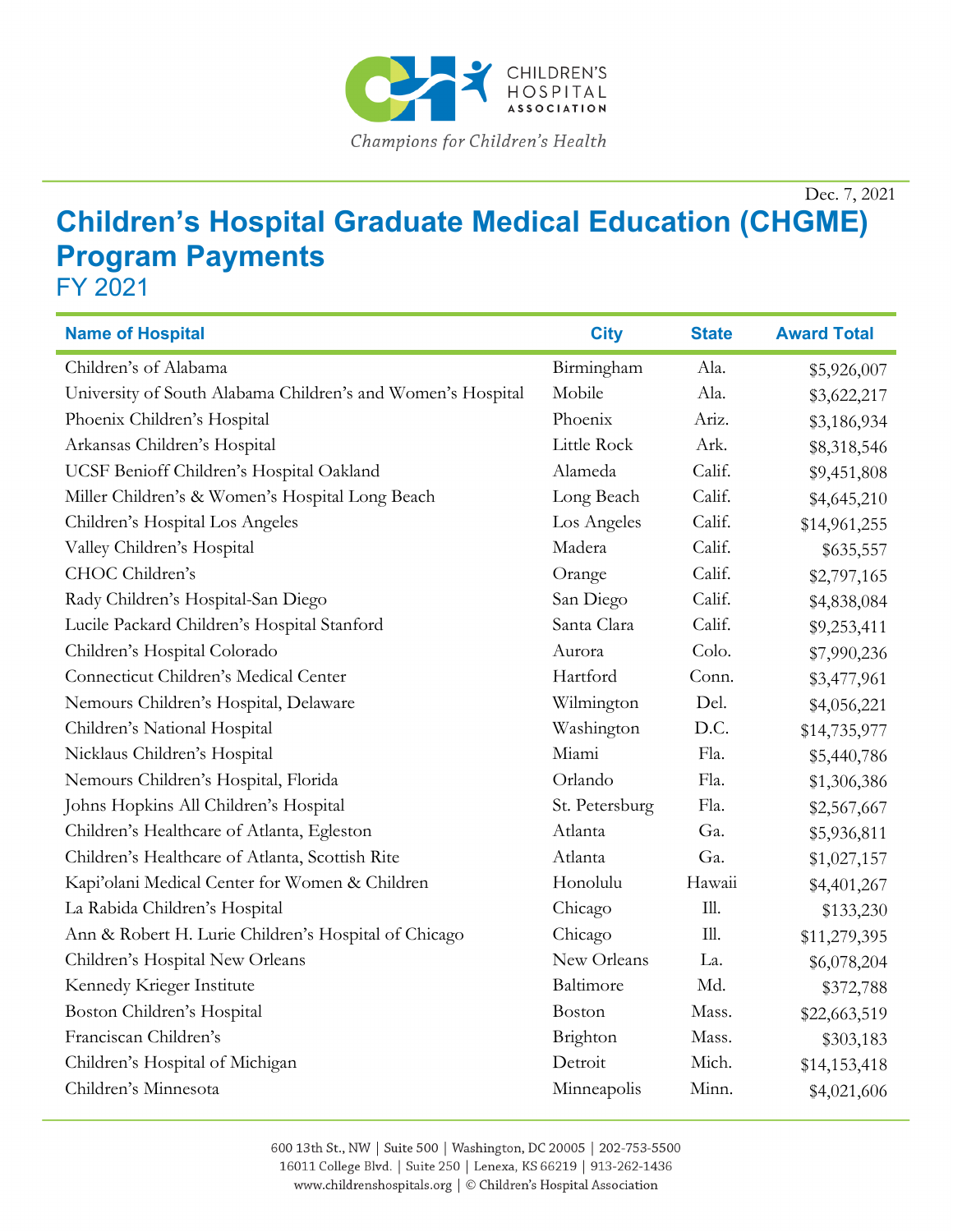Dec. 7, 2021

# Children's Hospital Graduate Medical Education (CHGME) Program Payments

FY 2021

| Name of Hospital | City | State | Award Total |
|---|---|---|---|
| Children's of Alabama | Birmingham | Ala. | $5,926,007 |
| University of South Alabama Children's and Women's Hospital | Mobile | Ala. | $3,622,217 |
| Phoenix Children's Hospital | Phoenix | Ariz. | $3,186,934 |
| Arkansas Children's Hospital | Little Rock | Ark. | $8,318,546 |
| UCSF Benioff Children's Hospital Oakland | Alameda | Calif. | $9,451,808 |
| Miller Children's & Women's Hospital Long Beach | Long Beach | Calif. | $4,645,210 |
| Children's Hospital Los Angeles | Los Angeles | Calif. | $14,961,255 |
| Valley Children's Hospital | Madera | Calif. | $635,557 |
| CHOC Children's | Orange | Calif. | $2,797,165 |
| Rady Children's Hospital-San Diego | San Diego | Calif. | $4,838,084 |
| Lucile Packard Children's Hospital Stanford | Santa Clara | Calif. | $9,253,411 |
| Children's Hospital Colorado | Aurora | Colo. | $7,990,236 |
| Connecticut Children's Medical Center | Hartford | Conn. | $3,477,961 |
| Nemours Children's Hospital, Delaware | Wilmington | Del. | $4,056,221 |
| Children's National Hospital | Washington | D.C. | $14,735,977 |
| Nicklaus Children's Hospital | Miami | Fla. | $5,440,786 |
| Nemours Children's Hospital, Florida | Orlando | Fla. | $1,306,386 |
| Johns Hopkins All Children's Hospital | St. Petersburg | Fla. | $2,567,667 |
| Children's Healthcare of Atlanta, Egleston | Atlanta | Ga. | $5,936,811 |
| Children's Healthcare of Atlanta, Scottish Rite | Atlanta | Ga. | $1,027,157 |
| Kapi'olani Medical Center for Women & Children | Honolulu | Hawaii | $4,401,267 |
| La Rabida Children's Hospital | Chicago | Ill. | $133,230 |
| Ann & Robert H. Lurie Children's Hospital of Chicago | Chicago | Ill. | $11,279,395 |
| Children's Hospital New Orleans | New Orleans | La. | $6,078,204 |
| Kennedy Krieger Institute | Baltimore | Md. | $372,788 |
| Boston Children's Hospital | Boston | Mass. | $22,663,519 |
| Franciscan Children's | Brighton | Mass. | $303,183 |
| Children's Hospital of Michigan | Detroit | Mich. | $14,153,418 |
| Children's Minnesota | Minneapolis | Minn. | $4,021,606 |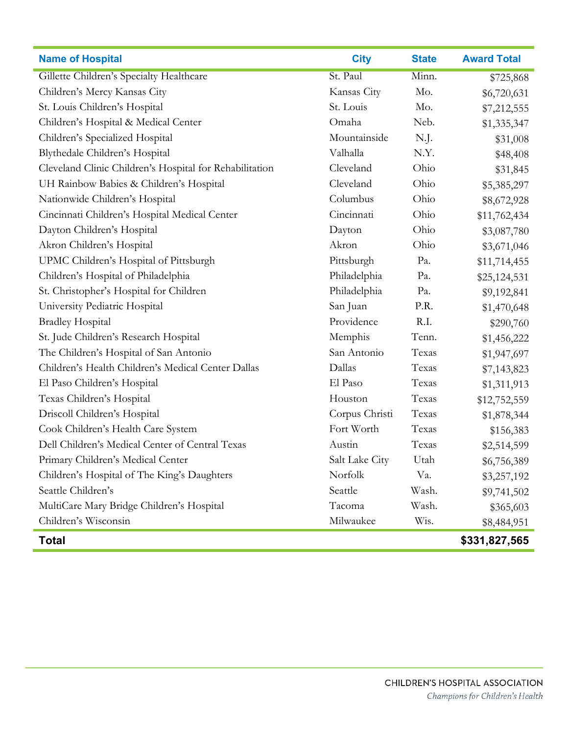| Name of Hospital | City | State | Award Total |
|---|---|---|---|
| Gillette Children's Specialty Healthcare | St. Paul | Minn. | $725,868 |
| Children's Mercy Kansas City | Kansas City | Mo. | $6,720,631 |
| St. Louis Children's Hospital | St. Louis | Mo. | $7,212,555 |
| Children's Hospital & Medical Center | Omaha | Neb. | $1,335,347 |
| Children's Specialized Hospital | Mountainside | N.J. | $31,008 |
| Blythedale Children's Hospital | Valhalla | N.Y. | $48,408 |
| Cleveland Clinic Children's Hospital for Rehabilitation | Cleveland | Ohio | $31,845 |
| UH Rainbow Babies & Children's Hospital | Cleveland | Ohio | $5,385,297 |
| Nationwide Children's Hospital | Columbus | Ohio | $8,672,928 |
| Cincinnati Children's Hospital Medical Center | Cincinnati | Ohio | $11,762,434 |
| Dayton Children's Hospital | Dayton | Ohio | $3,087,780 |
| Akron Children's Hospital | Akron | Ohio | $3,671,046 |
| UPMC Children's Hospital of Pittsburgh | Pittsburgh | Pa. | $11,714,455 |
| Children's Hospital of Philadelphia | Philadelphia | Pa. | $25,124,531 |
| St. Christopher's Hospital for Children | Philadelphia | Pa. | $9,192,841 |
| University Pediatric Hospital | San Juan | P.R. | $1,470,648 |
| Bradley Hospital | Providence | R.I. | $290,760 |
| St. Jude Children's Research Hospital | Memphis | Tenn. | $1,456,222 |
| The Children's Hospital of San Antonio | San Antonio | Texas | $1,947,697 |
| Children's Health Children's Medical Center Dallas | Dallas | Texas | $7,143,823 |
| El Paso Children's Hospital | El Paso | Texas | $1,311,913 |
| Texas Children's Hospital | Houston | Texas | $12,752,559 |
| Driscoll Children's Hospital | Corpus Christi | Texas | $1,878,344 |
| Cook Children's Health Care System | Fort Worth | Texas | $156,383 |
| Dell Children's Medical Center of Central Texas | Austin | Texas | $2,514,599 |
| Primary Children's Medical Center | Salt Lake City | Utah | $6,756,389 |
| Children's Hospital of The King's Daughters | Norfolk | Va. | $3,257,192 |
| Seattle Children's | Seattle | Wash. | $9,741,502 |
| MultiCare Mary Bridge Children's Hospital | Tacoma | Wash. | $365,603 |
| Children's Wisconsin | Milwaukee | Wis. | $8,484,951 |
| **Total** | | | **$331,827,565** |